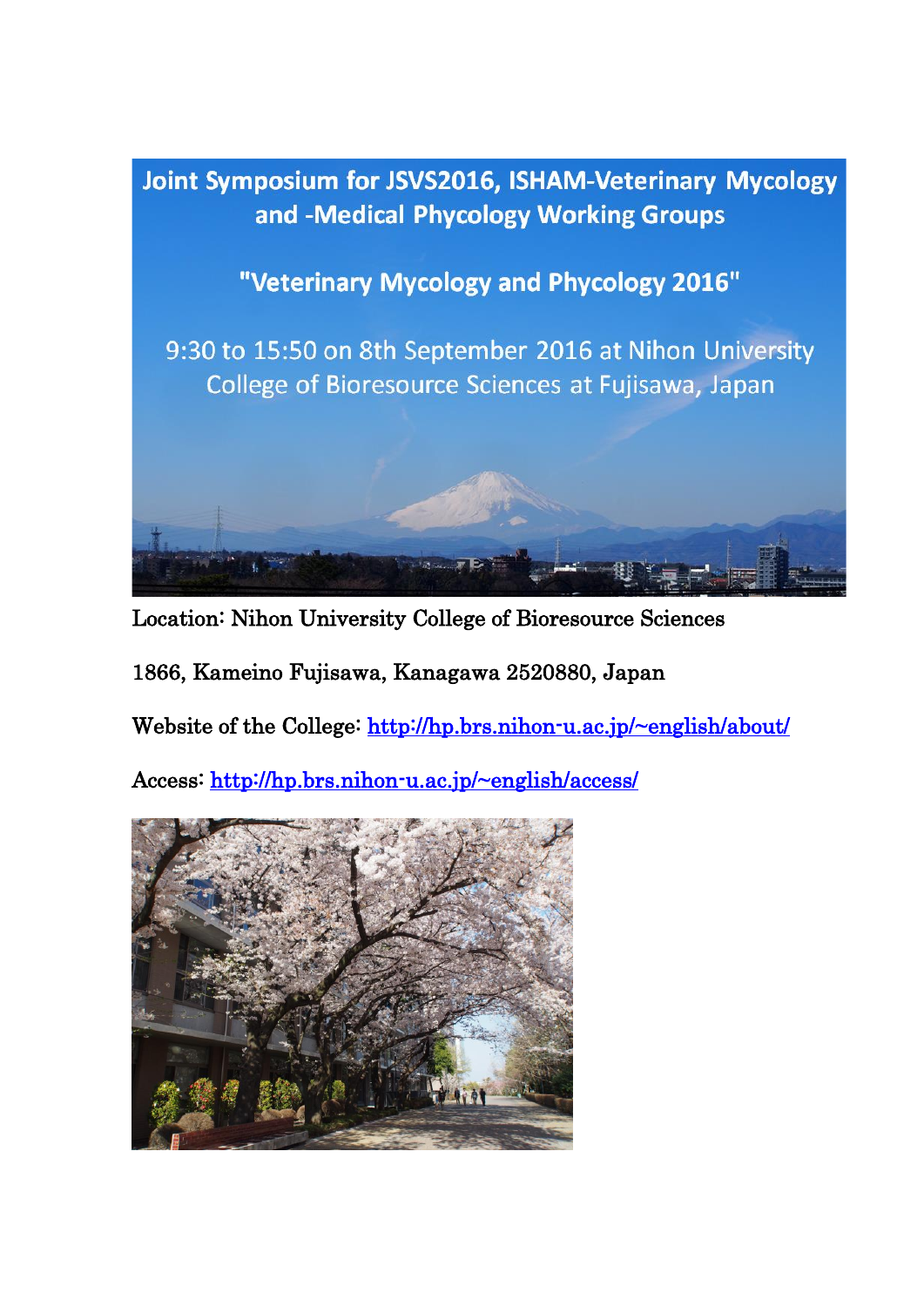# Joint Symposium for JSVS2016, ISHAM-Veterinary Mycology and -Medical Phycology Working Groups

## "Veterinary Mycology and Phycology 2016"

9:30 to 15:50 on 8th September 2016 at Nihon University College of Bioresource Sciences at Fujisawa, Japan

Location: Nihon University College of Bioresource Sciences

1866, Kameino Fujisawa, Kanagawa 2520880, Japan

Website of the College: http://hp.brs.nihon-u.ac.jp/~english/about/

Access: http://hp.brs.nihon-u.ac.jp/~english/access/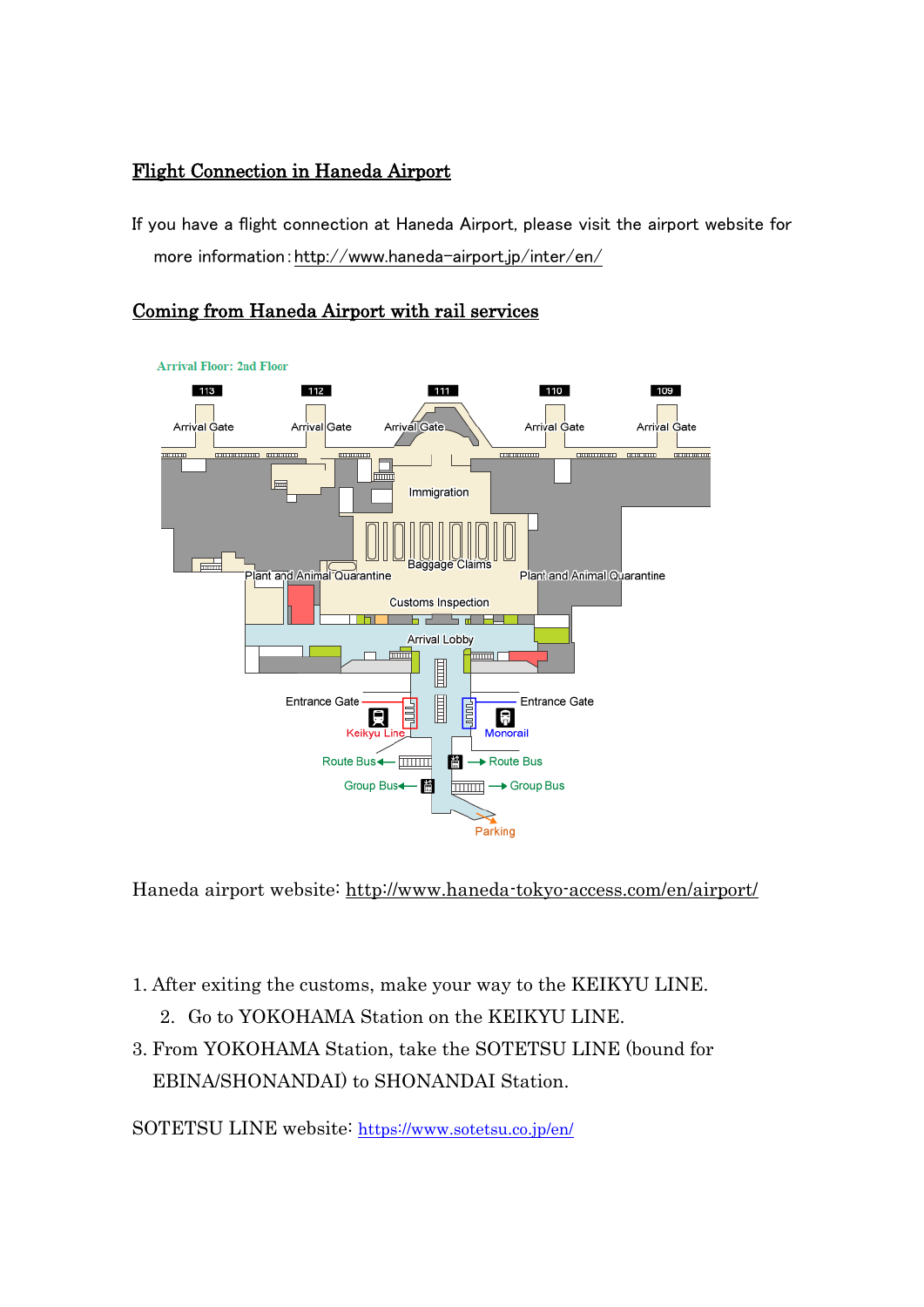## Flight Connection in Haneda Airport

If you have a flight connection at Haneda Airport, please visit the airport website for more information: http://www.haneda-airport.jp/inter/en/

## Coming from Haneda Airport with rail services

Arrival Floor: 2nd Floor

113 Arrival Gate
112 Arrival Gate
111 Arrival Gate
110 Arrival Gate
109 Arrival Gate

Immigration

Baggage Claims

Plant and Animal Quarantine

Plant and Animal Quarantine

Customs Inspection

Arrival Lobby

Entrance Gate — Keikyu Line

Entrance Gate — Monorail

Route Bus ←

→ Route Bus

Group Bus ←

→ Group Bus

Parking

Haneda airport website: http://www.haneda-tokyo-access.com/en/airport/

1. After exiting the customs, make your way to the KEIKYU LINE.
2. Go to YOKOHAMA Station on the KEIKYU LINE.
3. From YOKOHAMA Station, take the SOTETSU LINE (bound for EBINA/SHONANDAI) to SHONANDAI Station.

SOTETSU LINE website: https://www.sotetsu.co.jp/en/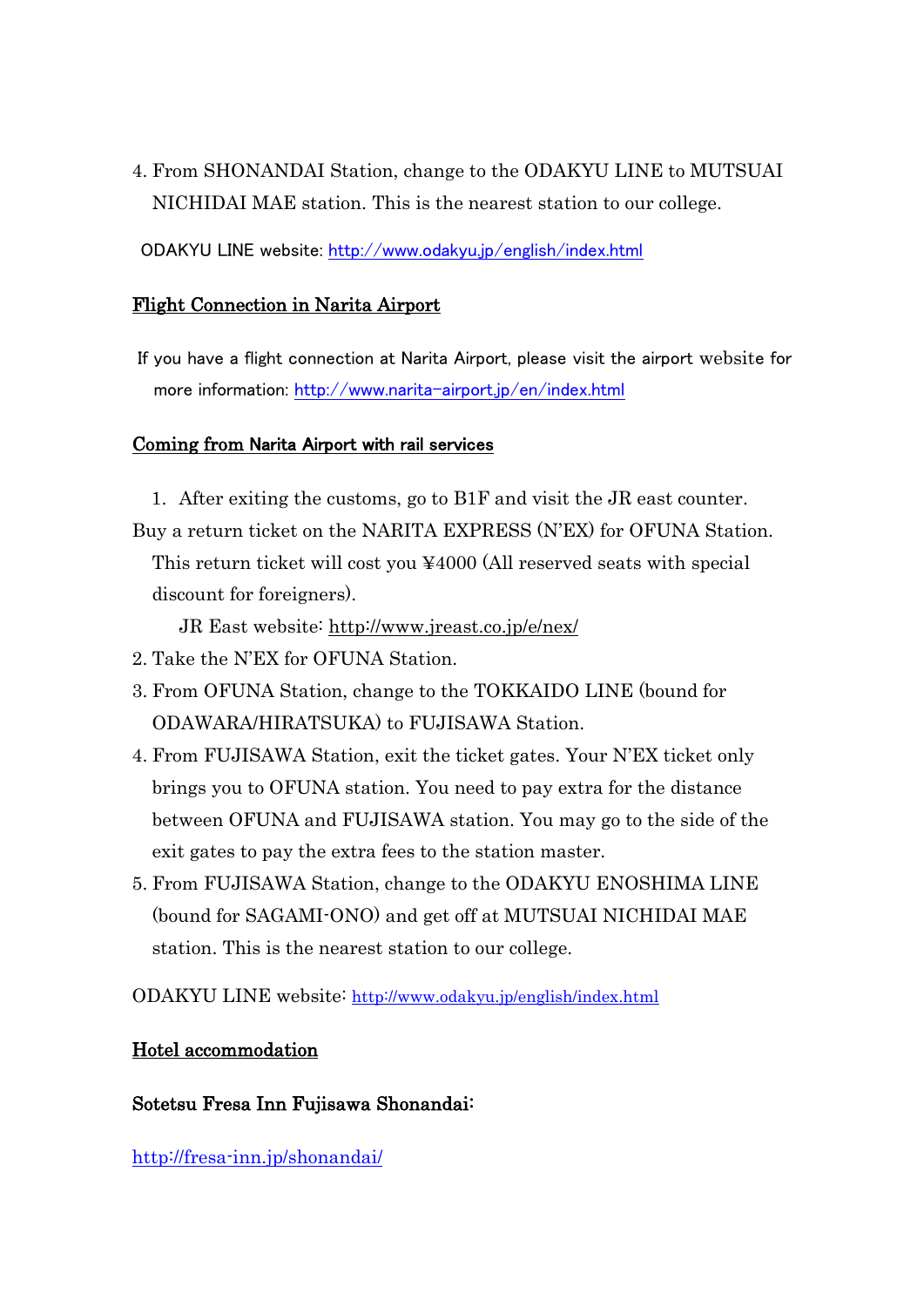4. From SHONANDAI Station, change to the ODAKYU LINE to MUTSUAI NICHIDAI MAE station. This is the nearest station to our college.

ODAKYU LINE website: http://www.odakyu.jp/english/index.html

## Flight Connection in Narita Airport

If you have a flight connection at Narita Airport, please visit the airport website for more information: http://www.narita-airport.jp/en/index.html

## Coming from Narita Airport with rail services

1. After exiting the customs, go to B1F and visit the JR east counter. Buy a return ticket on the NARITA EXPRESS (N'EX) for OFUNA Station. This return ticket will cost you ¥4000 (All reserved seats with special discount for foreigners).

   JR East website: http://www.jreast.co.jp/e/nex/
2. Take the N'EX for OFUNA Station.
3. From OFUNA Station, change to the TOKKAIDO LINE (bound for ODAWARA/HIRATSUKA) to FUJISAWA Station.
4. From FUJISAWA Station, exit the ticket gates. Your N'EX ticket only brings you to OFUNA station. You need to pay extra for the distance between OFUNA and FUJISAWA station. You may go to the side of the exit gates to pay the extra fees to the station master.
5. From FUJISAWA Station, change to the ODAKYU ENOSHIMA LINE (bound for SAGAMI-ONO) and get off at MUTSUAI NICHIDAI MAE station. This is the nearest station to our college.

ODAKYU LINE website: http://www.odakyu.jp/english/index.html

## Hotel accommodation

**Sotetsu Fresa Inn Fujisawa Shonandai:**

http://fresa-inn.jp/shonandai/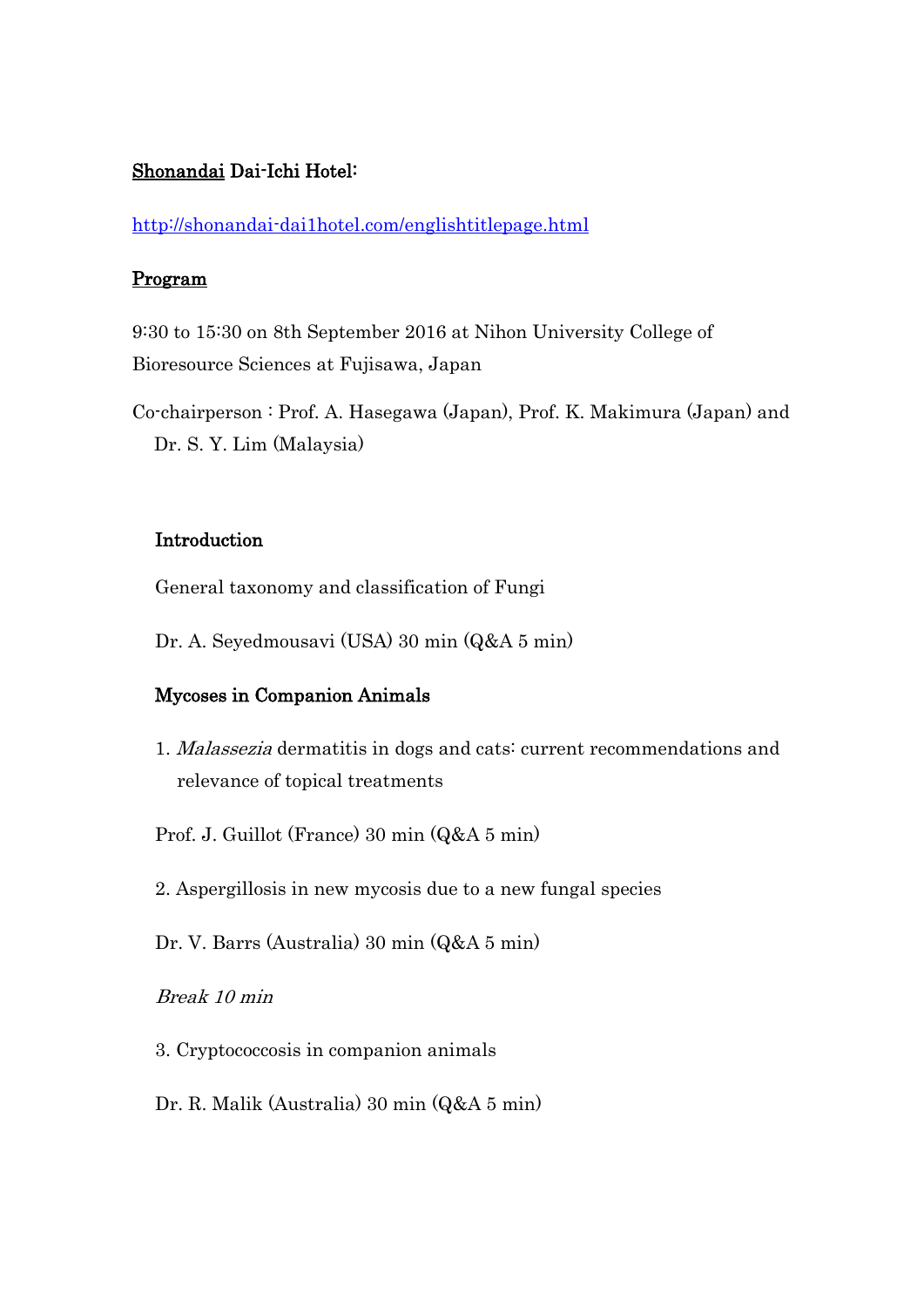<u>Shonandai</u> Dai-Ichi Hotel:

http://shonandai-dai1hotel.com/englishtitlepage.html

## Program

9:30 to 15:30 on 8th September 2016 at Nihon University College of Bioresource Sciences at Fujisawa, Japan

Co-chairperson : Prof. A. Hasegawa (Japan), Prof. K. Makimura (Japan) and Dr. S. Y. Lim (Malaysia)

### Introduction

General taxonomy and classification of Fungi

Dr. A. Seyedmousavi (USA) 30 min (Q&A 5 min)

### Mycoses in Companion Animals

1. *Malassezia* dermatitis in dogs and cats: current recommendations and relevance of topical treatments

Prof. J. Guillot (France) 30 min (Q&A 5 min)

2. Aspergillosis in new mycosis due to a new fungal species

Dr. V. Barrs (Australia) 30 min (Q&A 5 min)

*Break 10 min*

3. Cryptococcosis in companion animals

Dr. R. Malik (Australia) 30 min (Q&A 5 min)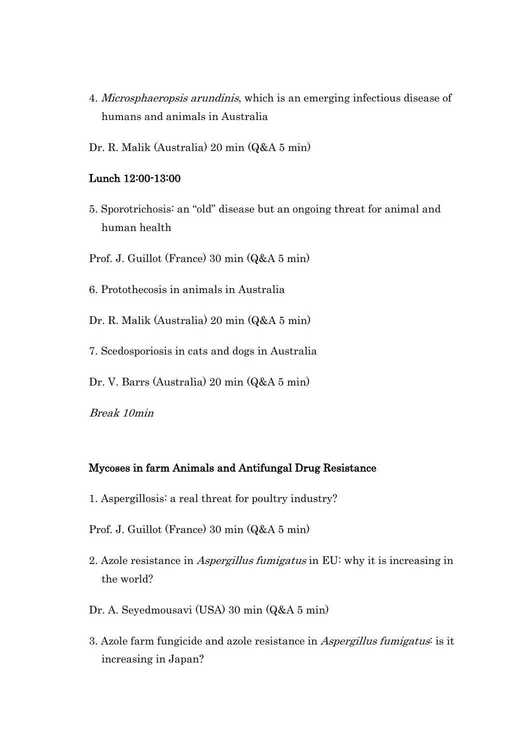4. *Microsphaeropsis arundinis*, which is an emerging infectious disease of humans and animals in Australia

Dr. R. Malik (Australia) 20 min (Q&A 5 min)

**Lunch 12:00-13:00**

5. Sporotrichosis: an "old" disease but an ongoing threat for animal and human health

Prof. J. Guillot (France) 30 min (Q&A 5 min)

6. Protothecosis in animals in Australia

Dr. R. Malik (Australia) 20 min (Q&A 5 min)

7. Scedosporiosis in cats and dogs in Australia

Dr. V. Barrs (Australia) 20 min (Q&A 5 min)

*Break 10min*

**Mycoses in farm Animals and Antifungal Drug Resistance**

1. Aspergillosis: a real threat for poultry industry?

Prof. J. Guillot (France) 30 min (Q&A 5 min)

2. Azole resistance in *Aspergillus fumigatus* in EU: why it is increasing in the world?

Dr. A. Seyedmousavi (USA) 30 min (Q&A 5 min)

3. Azole farm fungicide and azole resistance in *Aspergillus fumigatus*: is it increasing in Japan?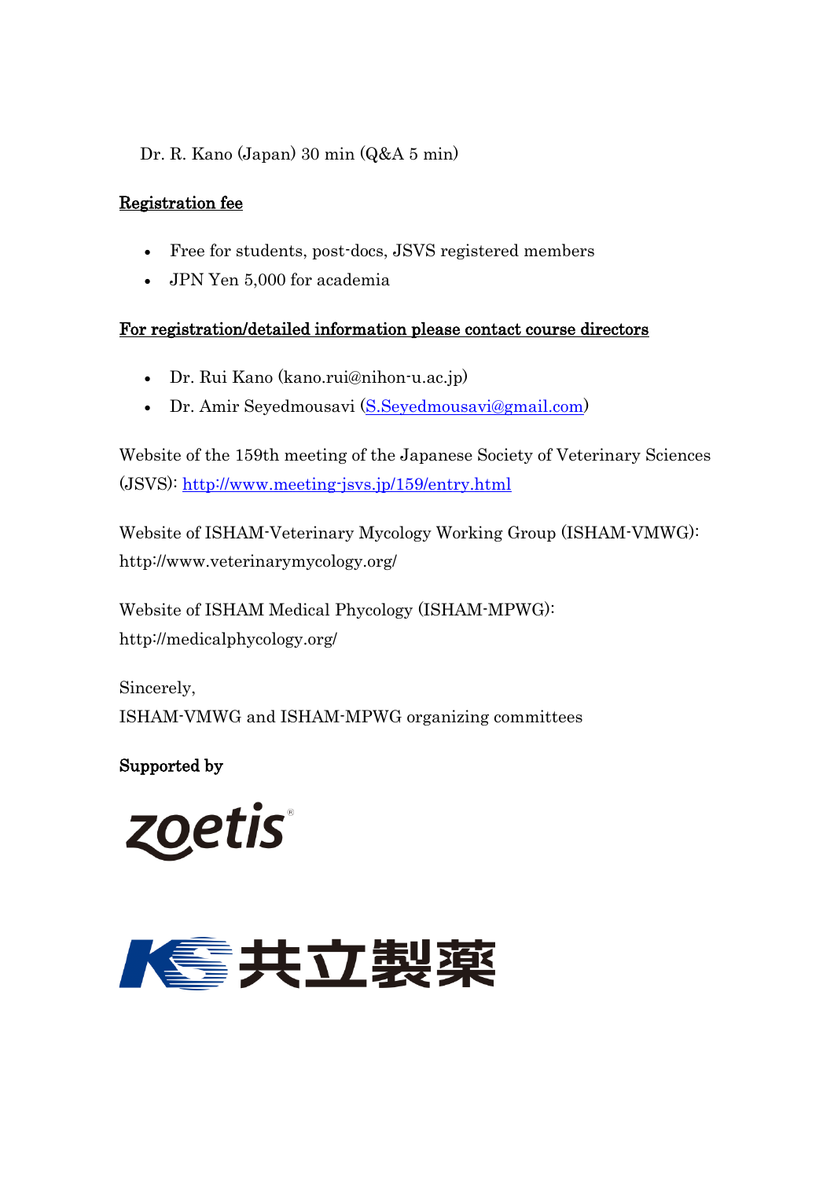Dr. R. Kano (Japan) 30 min (Q&A 5 min)

**Registration fee**

- Free for students, post-docs, JSVS registered members
- JPN Yen 5,000 for academia

**For registration/detailed information please contact course directors**

- Dr. Rui Kano (kano.rui@nihon-u.ac.jp)
- Dr. Amir Seyedmousavi (S.Seyedmousavi@gmail.com)

Website of the 159th meeting of the Japanese Society of Veterinary Sciences (JSVS): http://www.meeting-jsvs.jp/159/entry.html

Website of ISHAM-Veterinary Mycology Working Group (ISHAM-VMWG): http://www.veterinarymycology.org/

Website of ISHAM Medical Phycology (ISHAM-MPWG): http://medicalphycology.org/

Sincerely,
ISHAM-VMWG and ISHAM-MPWG organizing committees

**Supported by**

zoetis

KS 共立製薬